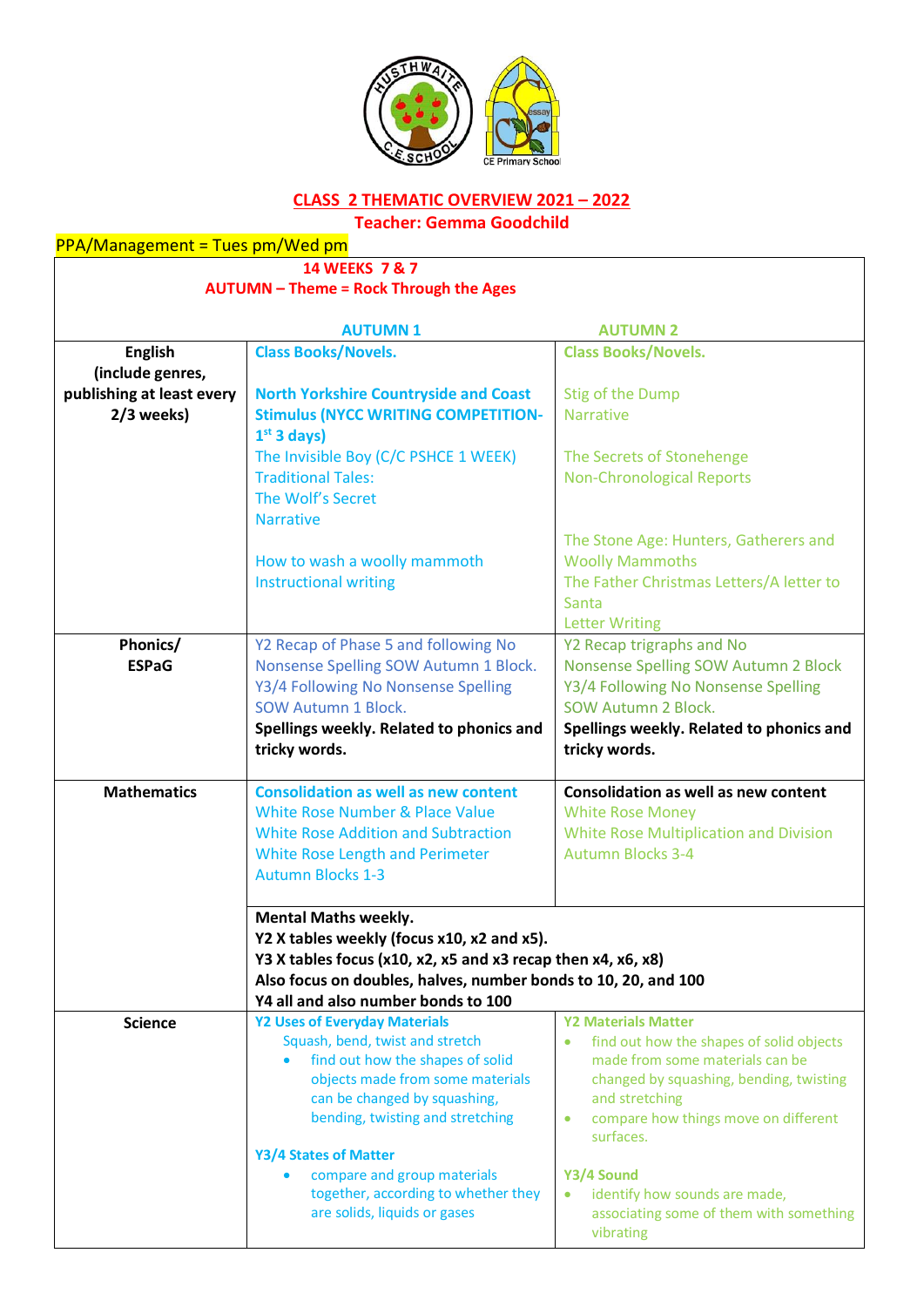# CLASS 2 THEMATIC OVERVIEW 2021 – 2022

**Teacher: Gemma Goodchild**

PPA/Management = Tues pm/Wed pm

| 14 WEEKS 7 & 7<br>AUTUMN – Theme = Rock Through the Ages | AUTUMN 1 | AUTUMN 2 |
|---|---|---|
| **English (include genres, publishing at least every 2/3 weeks)** | **Class Books/Novels.**<br><br>**North Yorkshire Countryside and Coast Stimulus (NYCC WRITING COMPETITION- 1st 3 days)**<br>The Invisible Boy (C/C PSHCE 1 WEEK)<br>Traditional Tales:<br>The Wolf's Secret<br>Narrative<br><br>How to wash a woolly mammoth<br>Instructional writing | **Class Books/Novels.**<br><br>Stig of the Dump<br>Narrative<br><br>The Secrets of Stonehenge<br>Non-Chronological Reports<br><br>The Stone Age: Hunters, Gatherers and Woolly Mammoths<br>The Father Christmas Letters/A letter to Santa<br>Letter Writing |
| **Phonics/ ESPaG** | Y2 Recap of Phase 5 and following No Nonsense Spelling SOW Autumn 1 Block.<br>Y3/4 Following No Nonsense Spelling SOW Autumn 1 Block.<br>**Spellings weekly. Related to phonics and tricky words.** | Y2 Recap trigraphs and No Nonsense Spelling SOW Autumn 2 Block<br>Y3/4 Following No Nonsense Spelling SOW Autumn 2 Block.<br>**Spellings weekly. Related to phonics and tricky words.** |
| **Mathematics** | **Consolidation as well as new content**<br>White Rose Number & Place Value<br>White Rose Addition and Subtraction<br>White Rose Length and Perimeter<br>Autumn Blocks 1-3 | **Consolidation as well as new content**<br>White Rose Money<br>White Rose Multiplication and Division<br>Autumn Blocks 3-4 |
| | **Mental Maths weekly.**<br>**Y2 X tables weekly (focus x10, x2 and x5).**<br>**Y3 X tables focus (x10, x2, x5 and x3 recap then x4, x6, x8)**<br>**Also focus on doubles, halves, number bonds to 10, 20, and 100**<br>**Y4 all and also number bonds to 100** | |
| **Science** | **Y2 Uses of Everyday Materials**<br>Squash, bend, twist and stretch<br>• find out how the shapes of solid objects made from some materials can be changed by squashing, bending, twisting and stretching<br><br>**Y3/4 States of Matter**<br>• compare and group materials together, according to whether they are solids, liquids or gases | **Y2 Materials Matter**<br>• find out how the shapes of solid objects made from some materials can be changed by squashing, bending, twisting and stretching<br>• compare how things move on different surfaces.<br><br>**Y3/4 Sound**<br>• identify how sounds are made, associating some of them with something vibrating |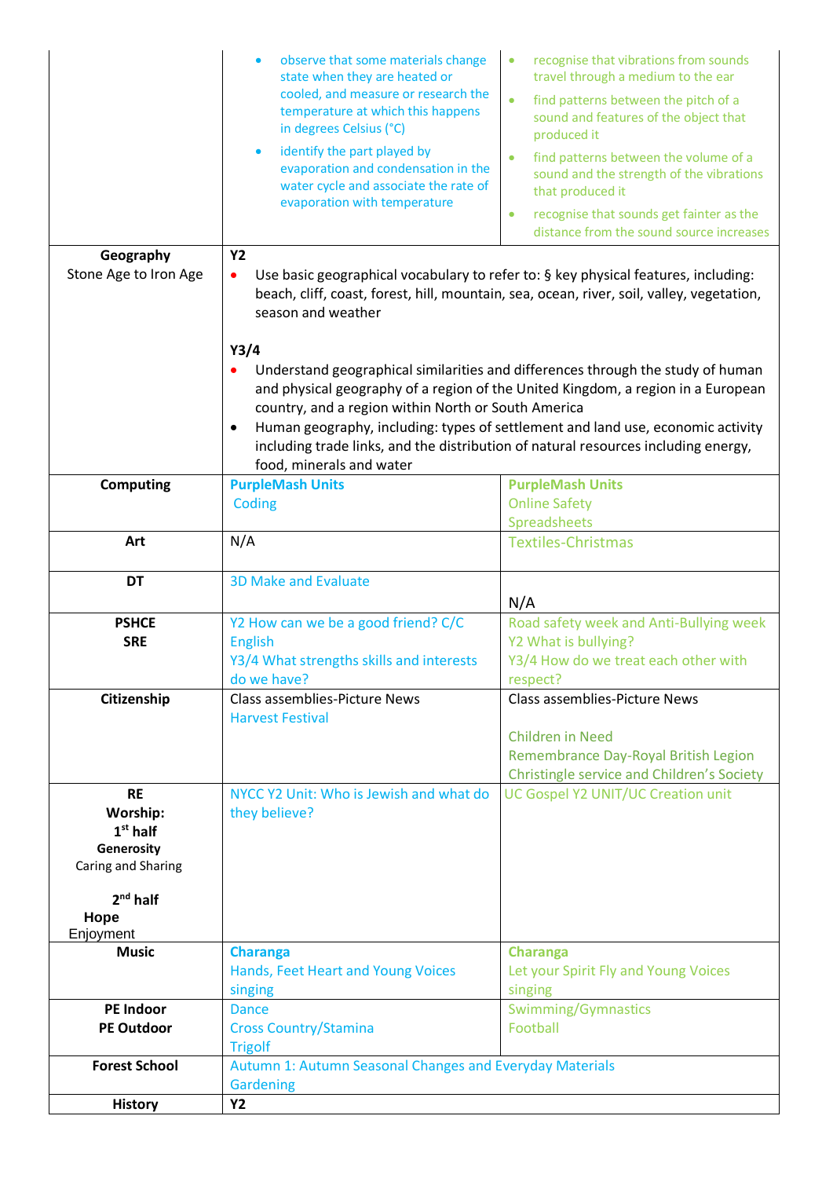| | | |
|---|---|---|
| | • observe that some materials change state when they are heated or cooled, and measure or research the temperature at which this happens in degrees Celsius (°C)<br>• identify the part played by evaporation and condensation in the water cycle and associate the rate of evaporation with temperature | • recognise that vibrations from sounds travel through a medium to the ear<br>• find patterns between the pitch of a sound and features of the object that produced it<br>• find patterns between the volume of a sound and the strength of the vibrations that produced it<br>• recognise that sounds get fainter as the distance from the sound source increases |
| **Geography**<br>Stone Age to Iron Age | **Y2**<br>• Use basic geographical vocabulary to refer to: § key physical features, including: beach, cliff, coast, forest, hill, mountain, sea, ocean, river, soil, valley, vegetation, season and weather<br><br>**Y3/4**<br>• Understand geographical similarities and differences through the study of human and physical geography of a region of the United Kingdom, a region in a European country, and a region within North or South America<br>• Human geography, including: types of settlement and land use, economic activity including trade links, and the distribution of natural resources including energy, food, minerals and water | |
| **Computing** | **PurpleMash Units**<br>Coding | **PurpleMash Units**<br>Online Safety<br>Spreadsheets |
| **Art** | N/A | Textiles-Christmas |
| **DT** | 3D Make and Evaluate | N/A |
| **PSHCE**<br>**SRE** | Y2 How can we be a good friend? C/C English<br>Y3/4 What strengths skills and interests do we have? | Road safety week and Anti-Bullying week<br>Y2 What is bullying?<br>Y3/4 How do we treat each other with respect? |
| **Citizenship** | Class assemblies-Picture News<br>Harvest Festival | Class assemblies-Picture News<br><br>Children in Need<br>Remembrance Day-Royal British Legion<br>Christingle service and Children's Society |
| **RE**<br>**Worship:**<br>**1st half**<br>**Generosity**<br>Caring and Sharing<br><br>**2nd half**<br>**Hope**<br>Enjoyment | NYCC Y2 Unit: Who is Jewish and what do they believe? | UC Gospel Y2 UNIT/UC Creation unit |
| **Music** | **Charanga**<br>Hands, Feet Heart and Young Voices singing | **Charanga**<br>Let your Spirit Fly and Young Voices singing |
| **PE Indoor**<br>**PE Outdoor** | Dance<br>Cross Country/Stamina<br>Trigolf | Swimming/Gymnastics<br>Football |
| **Forest School** | Autumn 1: Autumn Seasonal Changes and Everyday Materials<br>Gardening | |
| **History** | **Y2** | |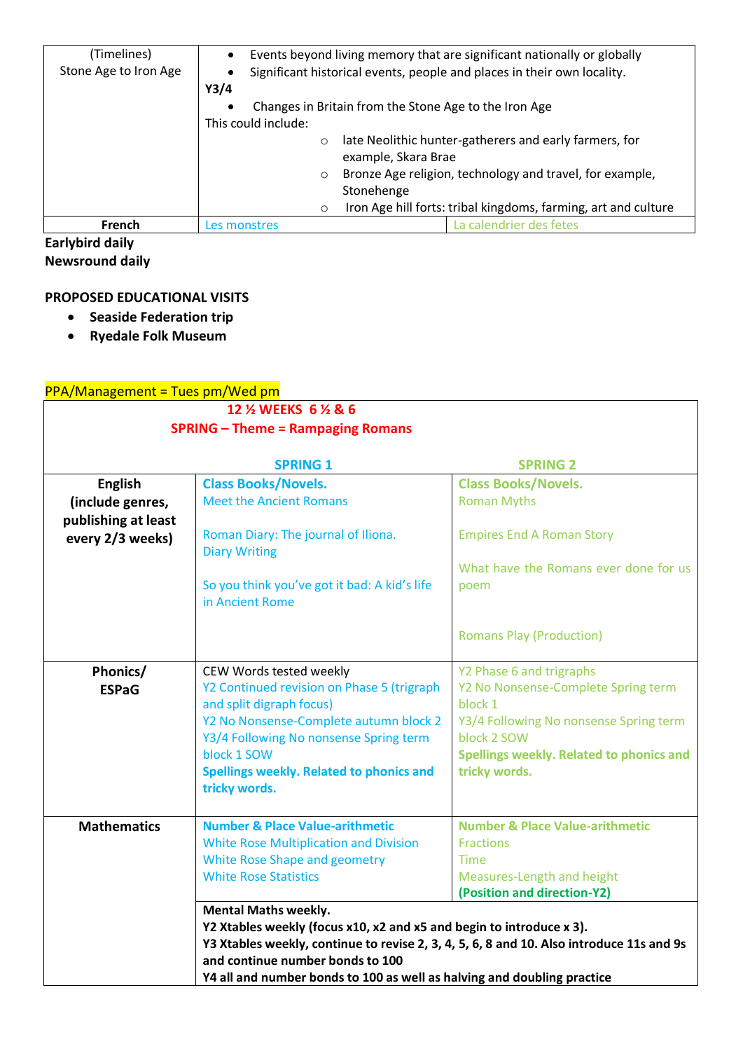| (Timelines)<br>Stone Age to Iron Age | • Events beyond living memory that are significant nationally or globally<br>• Significant historical events, people and places in their own locality.<br>**Y3/4**<br>• Changes in Britain from the Stone Age to the Iron Age<br>This could include:<br>○ late Neolithic hunter-gatherers and early farmers, for example, Skara Brae<br>○ Bronze Age religion, technology and travel, for example, Stonehenge<br>○ Iron Age hill forts: tribal kingdoms, farming, art and culture | |
|---|---|---|
| **French** | Les monstres | La calendrier des fetes |

**Earlybird daily**
**Newsround daily**

**PROPOSED EDUCATIONAL VISITS**

- **Seaside Federation trip**
- **Ryedale Folk Museum**

PPA/Management = Tues pm/Wed pm

| **12 ½ WEEKS 6 ½ & 6**<br>**SPRING – Theme = Rampaging Romans** | | |
|---|---|---|
| | **SPRING 1** | **SPRING 2** |
| **English (include genres, publishing at least every 2/3 weeks)** | **Class Books/Novels.**<br>Meet the Ancient Romans<br><br>Roman Diary: The journal of Iliona.<br>Diary Writing<br><br>So you think you've got it bad: A kid's life in Ancient Rome | **Class Books/Novels.**<br>Roman Myths<br><br>Empires End A Roman Story<br><br>What have the Romans ever done for us poem<br><br>Romans Play (Production) |
| **Phonics/ ESPaG** | CEW Words tested weekly<br>Y2 Continued revision on Phase 5 (trigraph and split digraph focus)<br>Y2 No Nonsense-Complete autumn block 2<br>Y3/4 Following No nonsense Spring term block 1 SOW<br>**Spellings weekly. Related to phonics and tricky words.** | Y2 Phase 6 and trigraphs<br>Y2 No Nonsense-Complete Spring term block 1<br>Y3/4 Following No nonsense Spring term block 2 SOW<br>**Spellings weekly. Related to phonics and tricky words.** |
| **Mathematics** | **Number & Place Value-arithmetic**<br>White Rose Multiplication and Division<br>White Rose Shape and geometry<br>White Rose Statistics | **Number & Place Value-arithmetic**<br>Fractions<br>Time<br>Measures-Length and height<br>**(Position and direction-Y2)** |
| | **Mental Maths weekly.**<br>**Y2 Xtables weekly (focus x10, x2 and x5 and begin to introduce x 3).**<br>**Y3 Xtables weekly, continue to revise 2, 3, 4, 5, 6, 8 and 10. Also introduce 11s and 9s and continue number bonds to 100**<br>**Y4 all and number bonds to 100 as well as halving and doubling practice** | |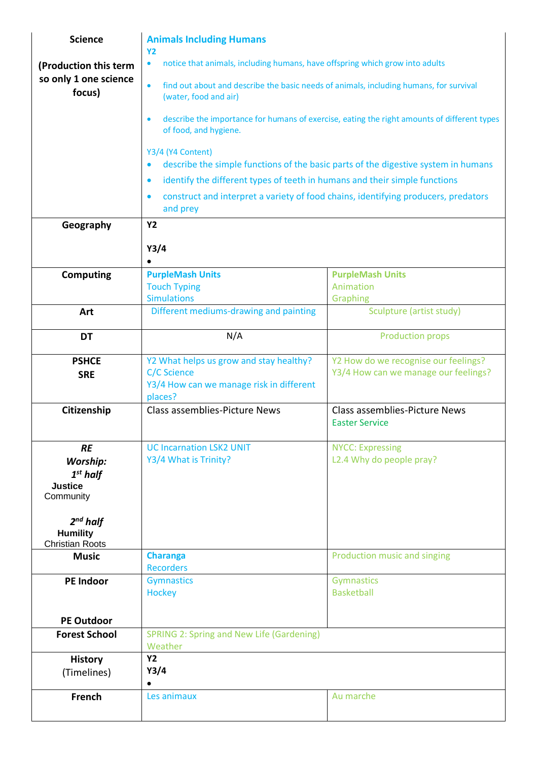| Subject | Spring 1 | Spring 2 |
| --- | --- | --- |
| **Science**<br><br>**(Production this term so only 1 one science focus)** | **Animals Including Humans**<br>**Y2**<br>• notice that animals, including humans, have offspring which grow into adults<br>• find out about and describe the basic needs of animals, including humans, for survival (water, food and air)<br>• describe the importance for humans of exercise, eating the right amounts of different types of food, and hygiene.<br><br>Y3/4 (Y4 Content)<br>• describe the simple functions of the basic parts of the digestive system in humans<br>• identify the different types of teeth in humans and their simple functions<br>• construct and interpret a variety of food chains, identifying producers, predators and prey | |
| **Geography** | **Y2**<br><br>**Y3/4**<br>• | |
| **Computing** | **PurpleMash Units**<br>Touch Typing<br>Simulations | **PurpleMash Units**<br>Animation<br>Graphing |
| **Art** | Different mediums-drawing and painting | Sculpture (artist study) |
| **DT** | N/A | Production props |
| **PSHCE**<br>**SRE** | Y2 What helps us grow and stay healthy? C/C Science<br>Y3/4 How can we manage risk in different places? | Y2 How do we recognise our feelings?<br>Y3/4 How can we manage our feelings? |
| **Citizenship** | Class assemblies-Picture News | Class assemblies-Picture News<br>Easter Service |
| ***RE***<br>***Worship:***<br>***1st half***<br>**Justice**<br>Community<br><br>***2nd half***<br>**Humility**<br>Christian Roots | UC Incarnation LSK2 UNIT<br>Y3/4 What is Trinity? | NYCC: Expressing<br>L2.4 Why do people pray? |
| **Music** | **Charanga**<br>Recorders | Production music and singing |
| **PE Indoor**<br><br>**PE Outdoor** | Gymnastics<br>Hockey | Gymnastics<br>Basketball |
| **Forest School** | SPRING 2: Spring and New Life (Gardening)<br>Weather | |
| **History**<br>(Timelines) | **Y2**<br>**Y3/4**<br>• | |
| **French** | Les animaux | Au marche |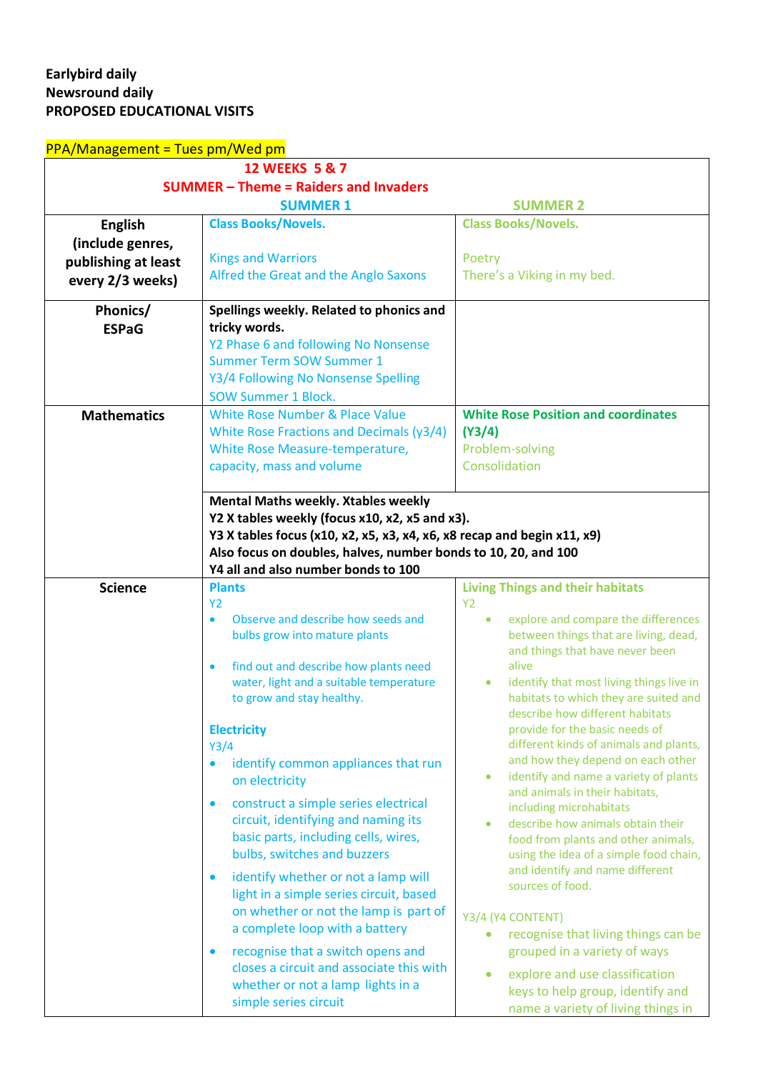**Earlybird daily**
**Newsround daily**
**PROPOSED EDUCATIONAL VISITS**

PPA/Management = Tues pm/Wed pm

| **12 WEEKS 5 & 7**<br>**SUMMER – Theme = Raiders and Invaders** | **SUMMER 1** | **SUMMER 2** |
|---|---|---|
| **English (include genres, publishing at least every 2/3 weeks)** | **Class Books/Novels.**<br><br>Kings and Warriors<br>Alfred the Great and the Anglo Saxons | **Class Books/Novels.**<br><br>Poetry<br>There's a Viking in my bed. |
| **Phonics/ ESPaG** | **Spellings weekly. Related to phonics and tricky words.**<br>Y2 Phase 6 and following No Nonsense Summer Term SOW Summer 1<br>Y3/4 Following No Nonsense Spelling SOW Summer 1 Block. | |
| **Mathematics** | White Rose Number & Place Value<br>White Rose Fractions and Decimals (y3/4)<br>White Rose Measure-temperature, capacity, mass and volume | **White Rose Position and coordinates (Y3/4)**<br>Problem-solving<br>Consolidation |
| | **Mental Maths weekly. Xtables weekly**<br>**Y2 X tables weekly (focus x10, x2, x5 and x3).**<br>**Y3 X tables focus (x10, x2, x5, x3, x4, x6, x8 recap and begin x11, x9)**<br>**Also focus on doubles, halves, number bonds to 10, 20, and 100**<br>**Y4 all and also number bonds to 100** | |
| **Science** | **Plants**<br>Y2<br>• Observe and describe how seeds and bulbs grow into mature plants<br>• find out and describe how plants need water, light and a suitable temperature to grow and stay healthy.<br><br>**Electricity**<br>Y3/4<br>• identify common appliances that run on electricity<br>• construct a simple series electrical circuit, identifying and naming its basic parts, including cells, wires, bulbs, switches and buzzers<br>• identify whether or not a lamp will light in a simple series circuit, based on whether or not the lamp is part of a complete loop with a battery<br>• recognise that a switch opens and closes a circuit and associate this with whether or not a lamp lights in a simple series circuit | **Living Things and their habitats**<br>Y2<br>• explore and compare the differences between things that are living, dead, and things that have never been alive<br>• identify that most living things live in habitats to which they are suited and describe how different habitats provide for the basic needs of different kinds of animals and plants, and how they depend on each other<br>• identify and name a variety of plants and animals in their habitats, including microhabitats<br>• describe how animals obtain their food from plants and other animals, using the idea of a simple food chain, and identify and name different sources of food.<br><br>Y3/4 (Y4 CONTENT)<br>• recognise that living things can be grouped in a variety of ways<br>• explore and use classification keys to help group, identify and name a variety of living things in |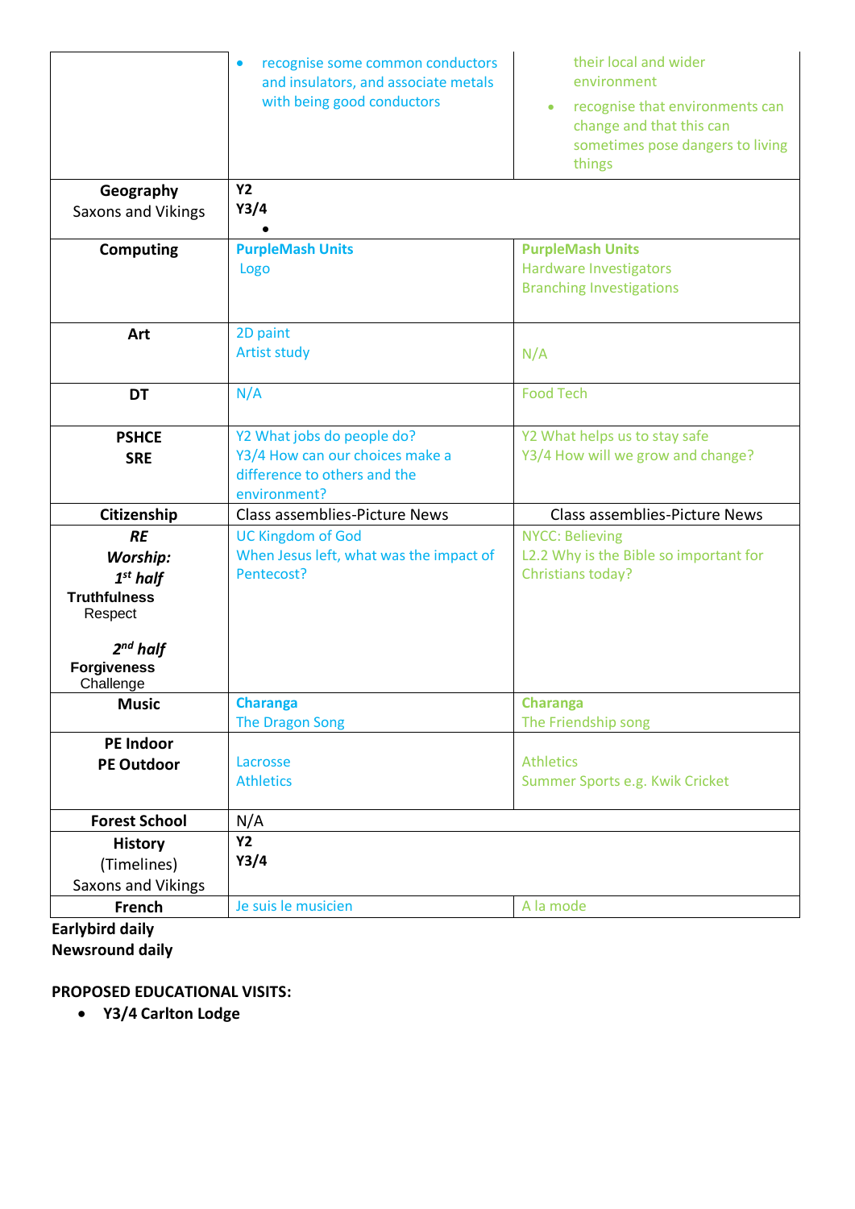| | | |
|---|---|---|
| | • recognise some common conductors and insulators, and associate metals with being good conductors | their local and wider environment<br>• recognise that environments can change and that this can sometimes pose dangers to living things |
| **Geography**<br>Saxons and Vikings | **Y2**<br>**Y3/4**<br>• | |
| **Computing** | **PurpleMash Units**<br>Logo | **PurpleMash Units**<br>Hardware Investigators<br>Branching Investigations |
| **Art** | 2D paint<br>Artist study | N/A |
| **DT** | N/A | Food Tech |
| **PSHCE**<br>**SRE** | Y2 What jobs do people do?<br>Y3/4 How can our choices make a difference to others and the environment? | Y2 What helps us to stay safe<br>Y3/4 How will we grow and change? |
| **Citizenship** | Class assemblies-Picture News | Class assemblies-Picture News |
| ***RE***<br>***Worship:***<br>***1st half***<br>**Truthfulness**<br>Respect<br><br>***2nd half***<br>**Forgiveness**<br>Challenge | UC Kingdom of God<br>When Jesus left, what was the impact of Pentecost? | NYCC: Believing<br>L2.2 Why is the Bible so important for Christians today? |
| **Music** | **Charanga**<br>The Dragon Song | **Charanga**<br>The Friendship song |
| **PE Indoor**<br>**PE Outdoor** | Lacrosse<br>Athletics | Athletics<br>Summer Sports e.g. Kwik Cricket |
| **Forest School** | N/A | |
| **History**<br>(Timelines)<br>Saxons and Vikings | **Y2**<br>**Y3/4** | |
| **French** | Je suis le musicien | A la mode |

**Earlybird daily**
**Newsround daily**

**PROPOSED EDUCATIONAL VISITS:**

- **Y3/4 Carlton Lodge**